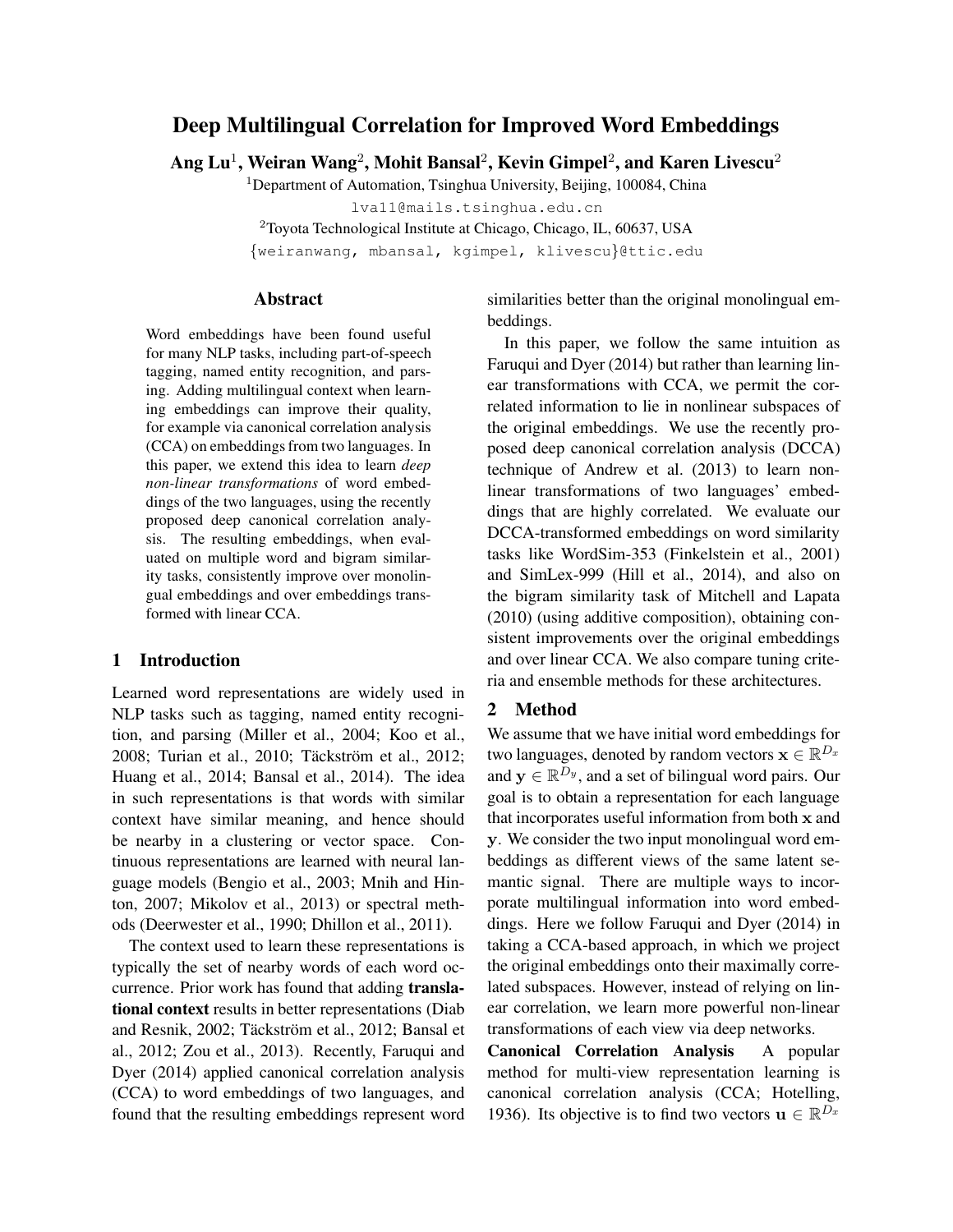# Deep Multilingual Correlation for Improved Word Embeddings

**Ang Lu**[1], **Weiran Wang**[2], **Mohit Bansal**[2], **Kevin Gimpel**[2], **and Karen Livescu**[2]

[1]Department of Automation, Tsinghua University, Beijing, 100084, China

lva11@mails.tsinghua.edu.cn

[2]Toyota Technological Institute at Chicago, Chicago, IL, 60637, USA

{weiranwang, mbansal, kgimpel, klivescu}@ttic.edu

## Abstract

Word embeddings have been found useful for many NLP tasks, including part-of-speech tagging, named entity recognition, and parsing. Adding multilingual context when learning embeddings can improve their quality, for example via canonical correlation analysis (CCA) on embeddings from two languages. In this paper, we extend this idea to learn *deep non-linear transformations* of word embeddings of the two languages, using the recently proposed deep canonical correlation analysis. The resulting embeddings, when evaluated on multiple word and bigram similarity tasks, consistently improve over monolingual embeddings and over embeddings transformed with linear CCA.

## 1 Introduction

Learned word representations are widely used in NLP tasks such as tagging, named entity recognition, and parsing (Miller et al., 2004; Koo et al., 2008; Turian et al., 2010; Täckström et al., 2012; Huang et al., 2014; Bansal et al., 2014). The idea in such representations is that words with similar context have similar meaning, and hence should be nearby in a clustering or vector space. Continuous representations are learned with neural language models (Bengio et al., 2003; Mnih and Hinton, 2007; Mikolov et al., 2013) or spectral methods (Deerwester et al., 1990; Dhillon et al., 2011).

The context used to learn these representations is typically the set of nearby words of each word occurrence. Prior work has found that adding **translational context** results in better representations (Diab and Resnik, 2002; Täckström et al., 2012; Bansal et al., 2012; Zou et al., 2013). Recently, Faruqui and Dyer (2014) applied canonical correlation analysis (CCA) to word embeddings of two languages, and found that the resulting embeddings represent word similarities better than the original monolingual embeddings.

In this paper, we follow the same intuition as Faruqui and Dyer (2014) but rather than learning linear transformations with CCA, we permit the correlated information to lie in nonlinear subspaces of the original embeddings. We use the recently proposed deep canonical correlation analysis (DCCA) technique of Andrew et al. (2013) to learn nonlinear transformations of two languages' embeddings that are highly correlated. We evaluate our DCCA-transformed embeddings on word similarity tasks like WordSim-353 (Finkelstein et al., 2001) and SimLex-999 (Hill et al., 2014), and also on the bigram similarity task of Mitchell and Lapata (2010) (using additive composition), obtaining consistent improvements over the original embeddings and over linear CCA. We also compare tuning criteria and ensemble methods for these architectures.

## 2 Method

We assume that we have initial word embeddings for two languages, denoted by random vectors $\mathbf{x} \in \mathbb{R}^{D_x}$ and $\mathbf{y} \in \mathbb{R}^{D_y}$, and a set of bilingual word pairs. Our goal is to obtain a representation for each language that incorporates useful information from both $\mathbf{x}$ and $\mathbf{y}$. We consider the two input monolingual word embeddings as different views of the same latent semantic signal. There are multiple ways to incorporate multilingual information into word embeddings. Here we follow Faruqui and Dyer (2014) in taking a CCA-based approach, in which we project the original embeddings onto their maximally correlated subspaces. However, instead of relying on linear correlation, we learn more powerful non-linear transformations of each view via deep networks.

**Canonical Correlation Analysis** A popular method for multi-view representation learning is canonical correlation analysis (CCA; Hotelling, 1936). Its objective is to find two vectors $\mathbf{u} \in \mathbb{R}^{D_x}$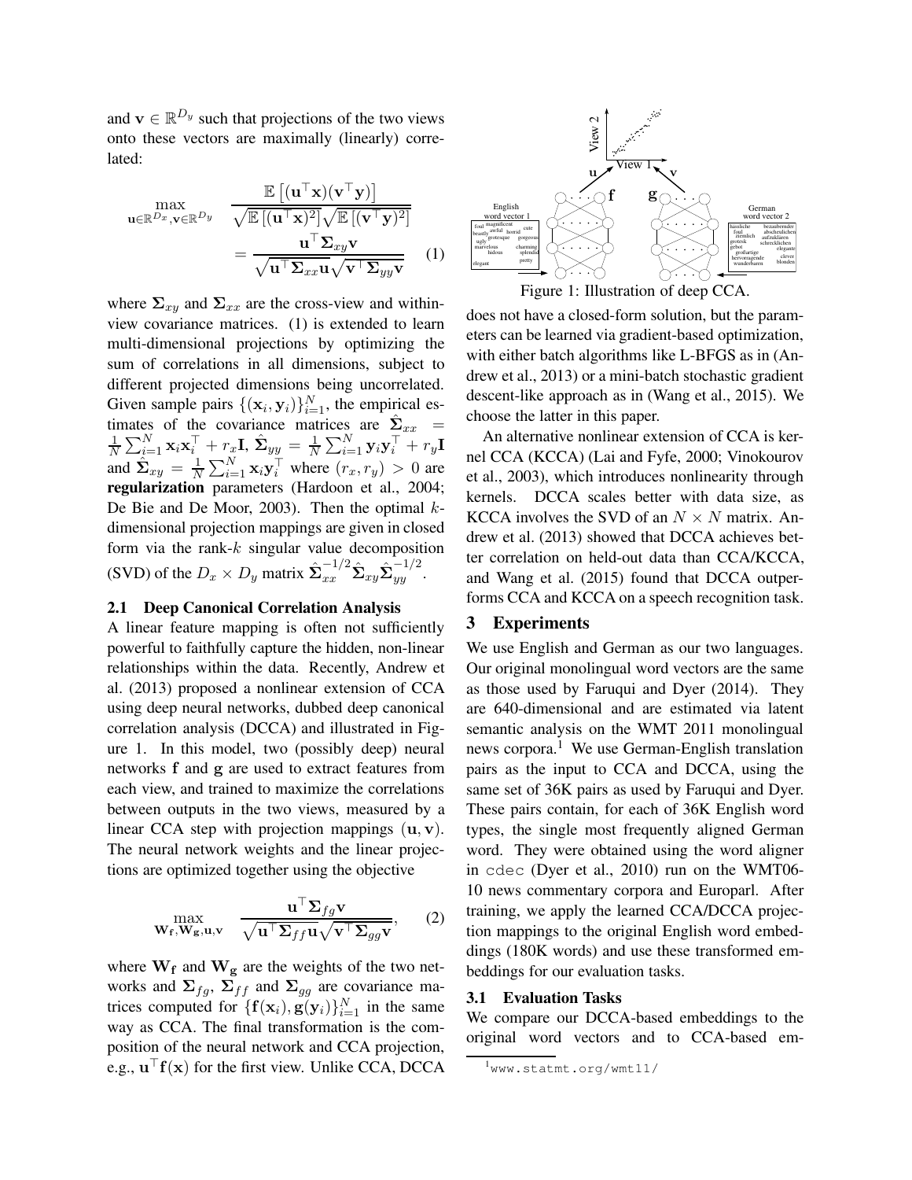and $\mathbf{v} \in \mathbb{R}^{D_y}$ such that projections of the two views onto these vectors are maximally (linearly) correlated:

$$\max_{\mathbf{u} \in \mathbb{R}^{D_x}, \mathbf{v} \in \mathbb{R}^{D_y}} \frac{\mathbb{E}\left[(\mathbf{u}^\top \mathbf{x})(\mathbf{v}^\top \mathbf{y})\right]}{\sqrt{\mathbb{E}\left[(\mathbf{u}^\top \mathbf{x})^2\right]}\sqrt{\mathbb{E}\left[(\mathbf{v}^\top \mathbf{y})^2\right]}} = \frac{\mathbf{u}^\top \boldsymbol{\Sigma}_{xy} \mathbf{v}}{\sqrt{\mathbf{u}^\top \boldsymbol{\Sigma}_{xx} \mathbf{u}}\sqrt{\mathbf{v}^\top \boldsymbol{\Sigma}_{yy} \mathbf{v}}} \quad (1)$$

where $\boldsymbol{\Sigma}_{xy}$ and $\boldsymbol{\Sigma}_{xx}$ are the cross-view and within-view covariance matrices. (1) is extended to learn multi-dimensional projections by optimizing the sum of correlations in all dimensions, subject to different projected dimensions being uncorrelated. Given sample pairs $\{(\mathbf{x}_i, \mathbf{y}_i)\}_{i=1}^N$, the empirical estimates of the covariance matrices are $\hat{\boldsymbol{\Sigma}}_{xx} = \frac{1}{N}\sum_{i=1}^N \mathbf{x}_i \mathbf{x}_i^\top + r_x \mathbf{I}$, $\hat{\boldsymbol{\Sigma}}_{yy} = \frac{1}{N}\sum_{i=1}^N \mathbf{y}_i \mathbf{y}_i^\top + r_y \mathbf{I}$ and $\hat{\boldsymbol{\Sigma}}_{xy} = \frac{1}{N}\sum_{i=1}^N \mathbf{x}_i \mathbf{y}_i^\top$ where $(r_x, r_y) > 0$ are **regularization** parameters (Hardoon et al., 2004; De Bie and De Moor, 2003). Then the optimal $k$-dimensional projection mappings are given in closed form via the rank-$k$ singular value decomposition (SVD) of the $D_x \times D_y$ matrix $\hat{\boldsymbol{\Sigma}}_{xx}^{-1/2} \hat{\boldsymbol{\Sigma}}_{xy} \hat{\boldsymbol{\Sigma}}_{yy}^{-1/2}$.

### 2.1 Deep Canonical Correlation Analysis

A linear feature mapping is often not sufficiently powerful to faithfully capture the hidden, non-linear relationships within the data. Recently, Andrew et al. (2013) proposed a nonlinear extension of CCA using deep neural networks, dubbed deep canonical correlation analysis (DCCA) and illustrated in Figure 1. In this model, two (possibly deep) neural networks $\mathbf{f}$ and $\mathbf{g}$ are used to extract features from each view, and trained to maximize the correlations between outputs in the two views, measured by a linear CCA step with projection mappings $(\mathbf{u}, \mathbf{v})$. The neural network weights and the linear projections are optimized together using the objective

$$\max_{\mathbf{W_f}, \mathbf{W_g}, \mathbf{u}, \mathbf{v}} \frac{\mathbf{u}^\top \boldsymbol{\Sigma}_{fg} \mathbf{v}}{\sqrt{\mathbf{u}^\top \boldsymbol{\Sigma}_{ff} \mathbf{u}}\sqrt{\mathbf{v}^\top \boldsymbol{\Sigma}_{gg} \mathbf{v}}}, \quad (2)$$

where $\mathbf{W_f}$ and $\mathbf{W_g}$ are the weights of the two networks and $\boldsymbol{\Sigma}_{fg}$, $\boldsymbol{\Sigma}_{ff}$ and $\boldsymbol{\Sigma}_{gg}$ are covariance matrices computed for $\{\mathbf{f}(\mathbf{x}_i), \mathbf{g}(\mathbf{y}_i)\}_{i=1}^N$ in the same way as CCA. The final transformation is the composition of the neural network and CCA projection, e.g., $\mathbf{u}^\top \mathbf{f}(\mathbf{x})$ for the first view. Unlike CCA, DCCA does not have a closed-form solution, but the parameters can be learned via gradient-based optimization, with either batch algorithms like L-BFGS as in (Andrew et al., 2013) or a mini-batch stochastic gradient descent-like approach as in (Wang et al., 2015). We choose the latter in this paper.

Figure 1: Illustration of deep CCA.

An alternative nonlinear extension of CCA is kernel CCA (KCCA) (Lai and Fyfe, 2000; Vinokourov et al., 2003), which introduces nonlinearity through kernels. DCCA scales better with data size, as KCCA involves the SVD of an $N \times N$ matrix. Andrew et al. (2013) showed that DCCA achieves better correlation on held-out data than CCA/KCCA, and Wang et al. (2015) found that DCCA outperforms CCA and KCCA on a speech recognition task.

## 3 Experiments

We use English and German as our two languages. Our original monolingual word vectors are the same as those used by Faruqui and Dyer (2014). They are 640-dimensional and are estimated via latent semantic analysis on the WMT 2011 monolingual news corpora.[1] We use German-English translation pairs as the input to CCA and DCCA, using the same set of 36K pairs as used by Faruqui and Dyer. These pairs contain, for each of 36K English word types, the single most frequently aligned German word. They were obtained using the word aligner in `cdec` (Dyer et al., 2010) run on the WMT06-10 news commentary corpora and Europarl. After training, we apply the learned CCA/DCCA projection mappings to the original English word embeddings (180K words) and use these transformed embeddings for our evaluation tasks.

### 3.1 Evaluation Tasks

We compare our DCCA-based embeddings to the original word vectors and to CCA-based em-

[1] `www.statmt.org/wmt11/`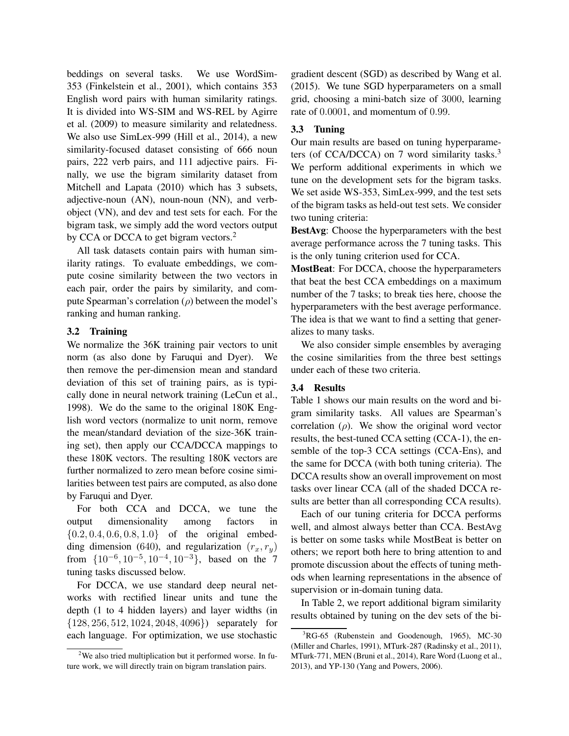beddings on several tasks. We use WordSim-353 (Finkelstein et al., 2001), which contains 353 English word pairs with human similarity ratings. It is divided into WS-SIM and WS-REL by Agirre et al. (2009) to measure similarity and relatedness. We also use SimLex-999 (Hill et al., 2014), a new similarity-focused dataset consisting of 666 noun pairs, 222 verb pairs, and 111 adjective pairs. Finally, we use the bigram similarity dataset from Mitchell and Lapata (2010) which has 3 subsets, adjective-noun (AN), noun-noun (NN), and verb-object (VN), and dev and test sets for each. For the bigram task, we simply add the word vectors output by CCA or DCCA to get bigram vectors.[2]

All task datasets contain pairs with human similarity ratings. To evaluate embeddings, we compute cosine similarity between the two vectors in each pair, order the pairs by similarity, and compute Spearman's correlation ($\rho$) between the model's ranking and human ranking.

### 3.2 Training

We normalize the 36K training pair vectors to unit norm (as also done by Faruqui and Dyer). We then remove the per-dimension mean and standard deviation of this set of training pairs, as is typically done in neural network training (LeCun et al., 1998). We do the same to the original 180K English word vectors (normalize to unit norm, remove the mean/standard deviation of the size-36K training set), then apply our CCA/DCCA mappings to these 180K vectors. The resulting 180K vectors are further normalized to zero mean before cosine similarities between test pairs are computed, as also done by Faruqui and Dyer.

For both CCA and DCCA, we tune the output dimensionality among factors in $\{0.2, 0.4, 0.6, 0.8, 1.0\}$ of the original embedding dimension (640), and regularization $(r_x, r_y)$ from $\{10^{-6}, 10^{-5}, 10^{-4}, 10^{-3}\}$, based on the 7 tuning tasks discussed below.

For DCCA, we use standard deep neural networks with rectified linear units and tune the depth (1 to 4 hidden layers) and layer widths (in $\{128, 256, 512, 1024, 2048, 4096\}$) separately for each language. For optimization, we use stochastic gradient descent (SGD) as described by Wang et al. (2015). We tune SGD hyperparameters on a small grid, choosing a mini-batch size of 3000, learning rate of 0.0001, and momentum of 0.99.

### 3.3 Tuning

Our main results are based on tuning hyperparameters (of CCA/DCCA) on 7 word similarity tasks.[3] We perform additional experiments in which we tune on the development sets for the bigram tasks. We set aside WS-353, SimLex-999, and the test sets of the bigram tasks as held-out test sets. We consider two tuning criteria:

**BestAvg**: Choose the hyperparameters with the best average performance across the 7 tuning tasks. This is the only tuning criterion used for CCA.

**MostBeat**: For DCCA, choose the hyperparameters that beat the best CCA embeddings on a maximum number of the 7 tasks; to break ties here, choose the hyperparameters with the best average performance. The idea is that we want to find a setting that generalizes to many tasks.

We also consider simple ensembles by averaging the cosine similarities from the three best settings under each of these two criteria.

### 3.4 Results

Table 1 shows our main results on the word and bigram similarity tasks. All values are Spearman's correlation ($\rho$). We show the original word vector results, the best-tuned CCA setting (CCA-1), the ensemble of the top-3 CCA settings (CCA-Ens), and the same for DCCA (with both tuning criteria). The DCCA results show an overall improvement on most tasks over linear CCA (all of the shaded DCCA results are better than all corresponding CCA results).

Each of our tuning criteria for DCCA performs well, and almost always better than CCA. BestAvg is better on some tasks while MostBeat is better on others; we report both here to bring attention to and promote discussion about the effects of tuning methods when learning representations in the absence of supervision or in-domain tuning data.

In Table 2, we report additional bigram similarity results obtained by tuning on the dev sets of the bi-

[2] We also tried multiplication but it performed worse. In future work, we will directly train on bigram translation pairs.

[3] RG-65 (Rubenstein and Goodenough, 1965), MC-30 (Miller and Charles, 1991), MTurk-287 (Radinsky et al., 2011), MTurk-771, MEN (Bruni et al., 2014), Rare Word (Luong et al., 2013), and YP-130 (Yang and Powers, 2006).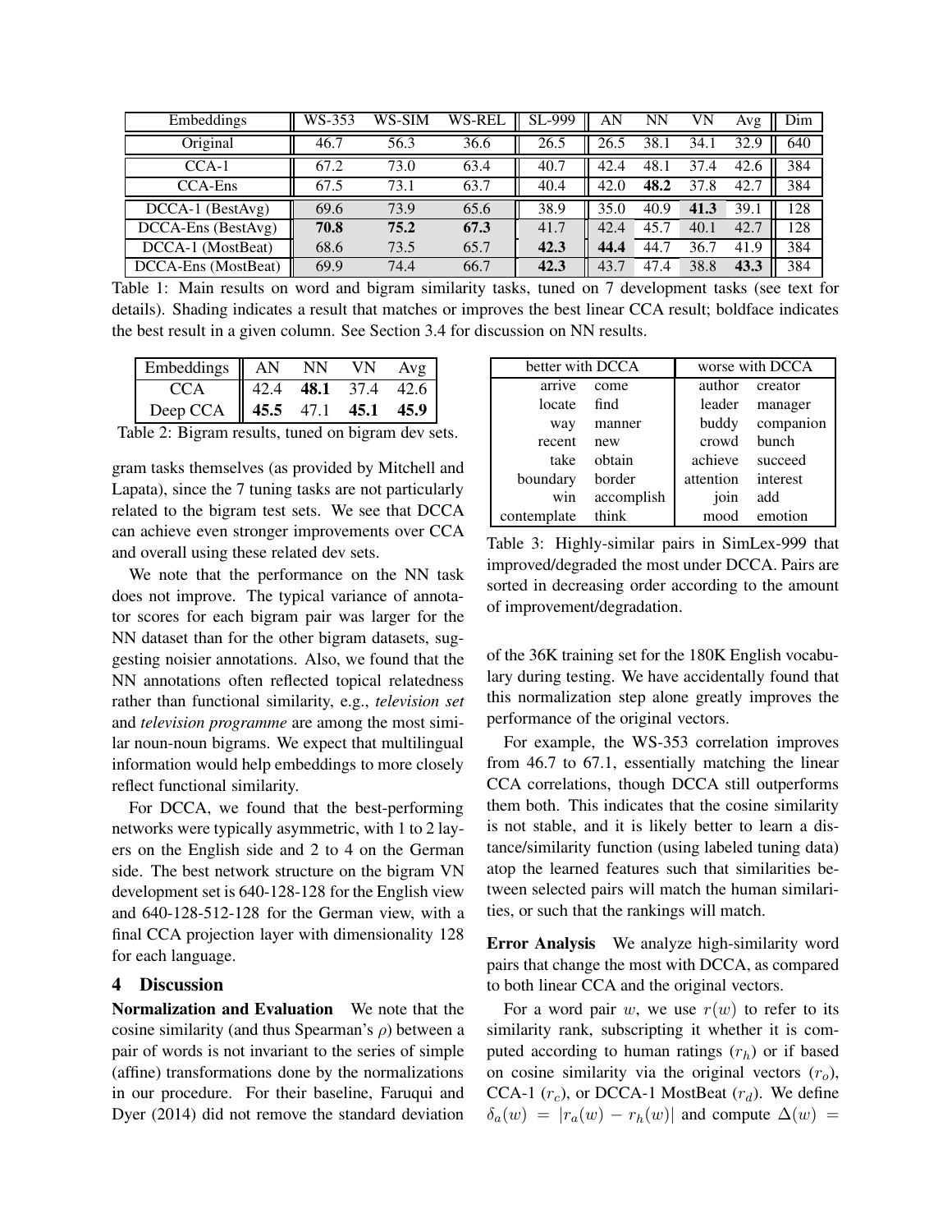| Embeddings | WS-353 | WS-SIM | WS-REL | SL-999 | AN | NN | VN | Avg | Dim |
|---|---|---|---|---|---|---|---|---|---|
| Original | 46.7 | 56.3 | 36.6 | 26.5 | 26.5 | 38.1 | 34.1 | 32.9 | 640 |
| CCA-1 | 67.2 | 73.0 | 63.4 | 40.7 | 42.4 | 48.1 | 37.4 | 42.6 | 384 |
| CCA-Ens | 67.5 | 73.1 | 63.7 | 40.4 | 42.0 | **48.2** | 37.8 | 42.7 | 384 |
| DCCA-1 (BestAvg) | 69.6 | 73.9 | 65.6 | 38.9 | 35.0 | 40.9 | **41.3** | 39.1 | 128 |
| DCCA-Ens (BestAvg) | **70.8** | **75.2** | **67.3** | 41.7 | 42.4 | 45.7 | 40.1 | 42.7 | 128 |
| DCCA-1 (MostBeat) | 68.6 | 73.5 | 65.7 | **42.3** | **44.4** | 44.7 | 36.7 | 41.9 | 384 |
| DCCA-Ens (MostBeat) | 69.9 | 74.4 | 66.7 | **42.3** | 43.7 | 47.4 | 38.8 | **43.3** | 384 |

Table 1: Main results on word and bigram similarity tasks, tuned on 7 development tasks (see text for details). Shading indicates a result that matches or improves the best linear CCA result; boldface indicates the best result in a given column. See Section 3.4 for discussion on NN results.

| Embeddings | AN | NN | VN | Avg |
|---|---|---|---|---|
| CCA | 42.4 | **48.1** | 37.4 | 42.6 |
| Deep CCA | **45.5** | 47.1 | **45.1** | **45.9** |

Table 2: Bigram results, tuned on bigram dev sets.

gram tasks themselves (as provided by Mitchell and Lapata), since the 7 tuning tasks are not particularly related to the bigram test sets. We see that DCCA can achieve even stronger improvements over CCA and overall using these related dev sets.

We note that the performance on the NN task does not improve. The typical variance of annotator scores for each bigram pair was larger for the NN dataset than for the other bigram datasets, suggesting noisier annotations. Also, we found that the NN annotations often reflected topical relatedness rather than functional similarity, e.g., *television set* and *television programme* are among the most similar noun-noun bigrams. We expect that multilingual information would help embeddings to more closely reflect functional similarity.

For DCCA, we found that the best-performing networks were typically asymmetric, with 1 to 2 layers on the English side and 2 to 4 on the German side. The best network structure on the bigram VN development set is 640-128-128 for the English view and 640-128-512-128 for the German view, with a final CCA projection layer with dimensionality 128 for each language.

## 4 Discussion

**Normalization and Evaluation** We note that the cosine similarity (and thus Spearman's $\rho$) between a pair of words is not invariant to the series of simple (affine) transformations done by the normalizations in our procedure. For their baseline, Faruqui and Dyer (2014) did not remove the standard deviation of the 36K training set for the 180K English vocabulary during testing. We have accidentally found that this normalization step alone greatly improves the performance of the original vectors.

For example, the WS-353 correlation improves from 46.7 to 67.1, essentially matching the linear CCA correlations, though DCCA still outperforms them both. This indicates that the cosine similarity is not stable, and it is likely better to learn a distance/similarity function (using labeled tuning data) atop the learned features such that similarities between selected pairs will match the human similarities, or such that the rankings will match.

| better with DCCA | | worse with DCCA | |
|---|---|---|---|
| arrive | come | author | creator |
| locate | find | leader | manager |
| way | manner | buddy | companion |
| recent | new | crowd | bunch |
| take | obtain | achieve | succeed |
| boundary | border | attention | interest |
| win | accomplish | join | add |
| contemplate | think | mood | emotion |

Table 3: Highly-similar pairs in SimLex-999 that improved/degraded the most under DCCA. Pairs are sorted in decreasing order according to the amount of improvement/degradation.

**Error Analysis** We analyze high-similarity word pairs that change the most with DCCA, as compared to both linear CCA and the original vectors.

For a word pair $w$, we use $r(w)$ to refer to its similarity rank, subscripting it whether it is computed according to human ratings ($r_h$) or if based on cosine similarity via the original vectors ($r_o$), CCA-1 ($r_c$), or DCCA-1 MostBeat ($r_d$). We define $\delta_a(w) = |r_a(w) - r_h(w)|$ and compute $\Delta(w) =$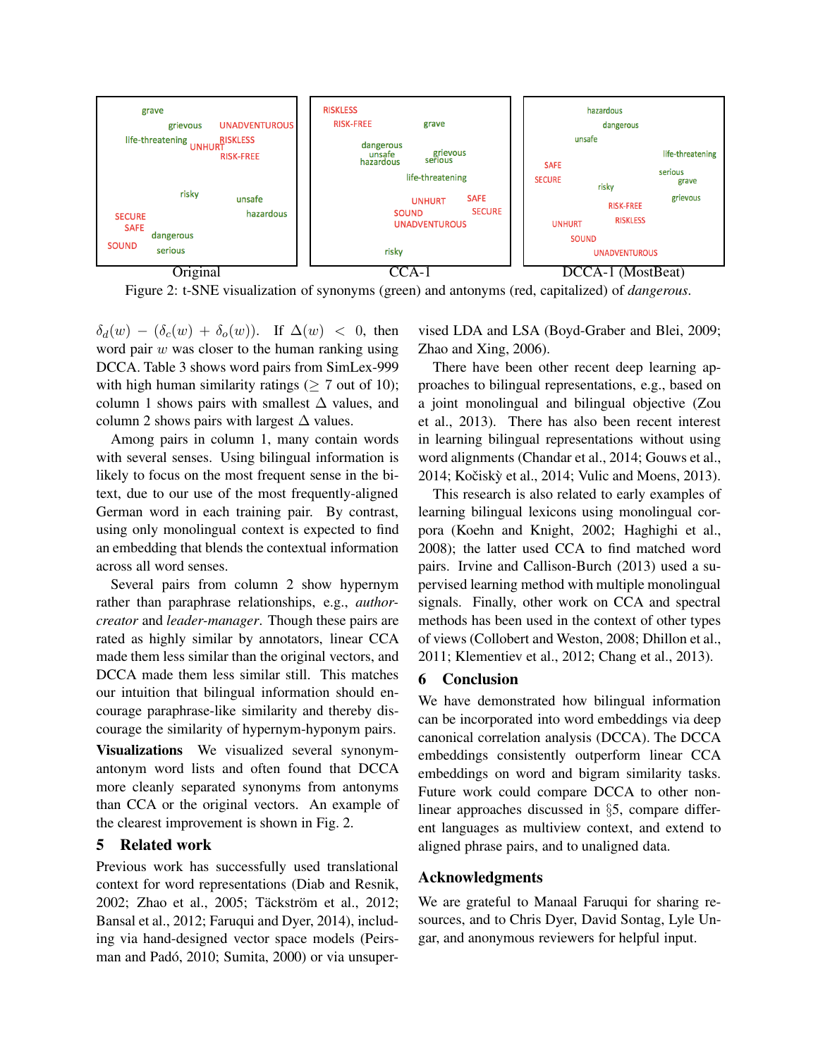Original | CCA-1 | DCCA-1 (MostBeat)

Figure 2: t-SNE visualization of synonyms (green) and antonyms (red, capitalized) of *dangerous*.

$\delta_d(w) - (\delta_c(w) + \delta_o(w))$. If $\Delta(w) < 0$, then word pair $w$ was closer to the human ranking using DCCA. Table 3 shows word pairs from SimLex-999 with high human similarity ratings ($\geq 7$ out of 10); column 1 shows pairs with smallest $\Delta$ values, and column 2 shows pairs with largest $\Delta$ values.

Among pairs in column 1, many contain words with several senses. Using bilingual information is likely to focus on the most frequent sense in the bitext, due to our use of the most frequently-aligned German word in each training pair. By contrast, using only monolingual context is expected to find an embedding that blends the contextual information across all word senses.

Several pairs from column 2 show hypernym rather than paraphrase relationships, e.g., *author-creator* and *leader-manager*. Though these pairs are rated as highly similar by annotators, linear CCA made them less similar than the original vectors, and DCCA made them less similar still. This matches our intuition that bilingual information should encourage paraphrase-like similarity and thereby discourage the similarity of hypernym-hyponym pairs.

**Visualizations** We visualized several synonym-antonym word lists and often found that DCCA more cleanly separated synonyms from antonyms than CCA or the original vectors. An example of the clearest improvement is shown in Fig. 2.

## 5 Related work

Previous work has successfully used translational context for word representations (Diab and Resnik, 2002; Zhao et al., 2005; Täckström et al., 2012; Bansal et al., 2012; Faruqui and Dyer, 2014), including via hand-designed vector space models (Peirsman and Padó, 2010; Sumita, 2000) or via unsupervised LDA and LSA (Boyd-Graber and Blei, 2009; Zhao and Xing, 2006).

There have been other recent deep learning approaches to bilingual representations, e.g., based on a joint monolingual and bilingual objective (Zou et al., 2013). There has also been recent interest in learning bilingual representations without using word alignments (Chandar et al., 2014; Gouws et al., 2014; Kočiskỳ et al., 2014; Vulic and Moens, 2013).

This research is also related to early examples of learning bilingual lexicons using monolingual corpora (Koehn and Knight, 2002; Haghighi et al., 2008); the latter used CCA to find matched word pairs. Irvine and Callison-Burch (2013) used a supervised learning method with multiple monolingual signals. Finally, other work on CCA and spectral methods has been used in the context of other types of views (Collobert and Weston, 2008; Dhillon et al., 2011; Klementiev et al., 2012; Chang et al., 2013).

## 6 Conclusion

We have demonstrated how bilingual information can be incorporated into word embeddings via deep canonical correlation analysis (DCCA). The DCCA embeddings consistently outperform linear CCA embeddings on word and bigram similarity tasks. Future work could compare DCCA to other nonlinear approaches discussed in §5, compare different languages as multiview context, and extend to aligned phrase pairs, and to unaligned data.

## Acknowledgments

We are grateful to Manaal Faruqui for sharing resources, and to Chris Dyer, David Sontag, Lyle Ungar, and anonymous reviewers for helpful input.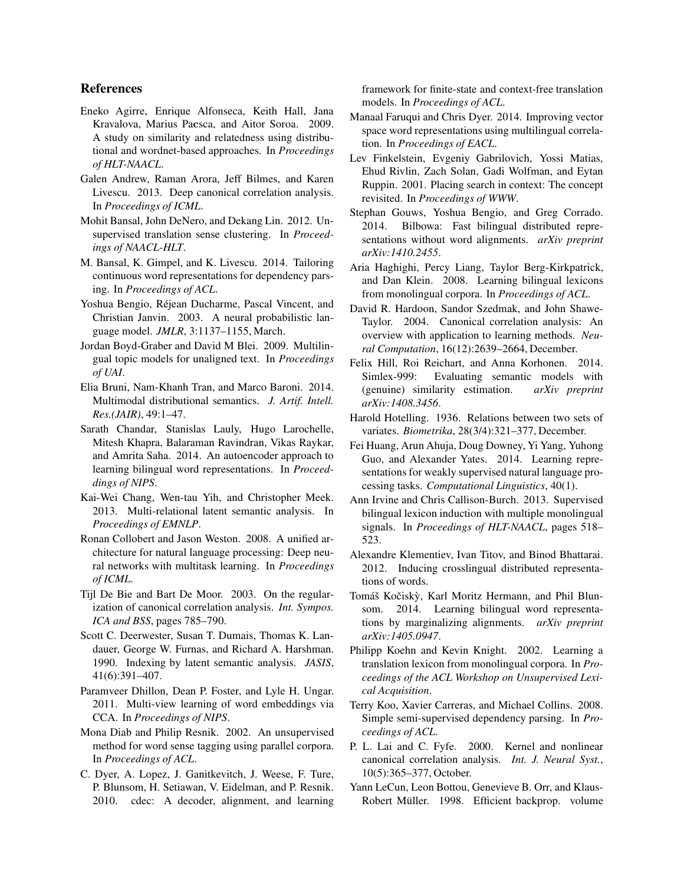## References

Eneko Agirre, Enrique Alfonseca, Keith Hall, Jana Kravalova, Marius Pacsca, and Aitor Soroa. 2009. A study on similarity and relatedness using distributional and wordnet-based approaches. In *Proceedings of HLT-NAACL*.

Galen Andrew, Raman Arora, Jeff Bilmes, and Karen Livescu. 2013. Deep canonical correlation analysis. In *Proceedings of ICML*.

Mohit Bansal, John DeNero, and Dekang Lin. 2012. Unsupervised translation sense clustering. In *Proceedings of NAACL-HLT*.

M. Bansal, K. Gimpel, and K. Livescu. 2014. Tailoring continuous word representations for dependency parsing. In *Proceedings of ACL*.

Yoshua Bengio, Réjean Ducharme, Pascal Vincent, and Christian Janvin. 2003. A neural probabilistic language model. *JMLR*, 3:1137–1155, March.

Jordan Boyd-Graber and David M Blei. 2009. Multilingual topic models for unaligned text. In *Proceedings of UAI*.

Elia Bruni, Nam-Khanh Tran, and Marco Baroni. 2014. Multimodal distributional semantics. *J. Artif. Intell. Res.(JAIR)*, 49:1–47.

Sarath Chandar, Stanislas Lauly, Hugo Larochelle, Mitesh Khapra, Balaraman Ravindran, Vikas Raykar, and Amrita Saha. 2014. An autoencoder approach to learning bilingual word representations. In *Proceeddings of NIPS*.

Kai-Wei Chang, Wen-tau Yih, and Christopher Meek. 2013. Multi-relational latent semantic analysis. In *Proceedings of EMNLP*.

Ronan Collobert and Jason Weston. 2008. A unified architecture for natural language processing: Deep neural networks with multitask learning. In *Proceedings of ICML*.

Tijl De Bie and Bart De Moor. 2003. On the regularization of canonical correlation analysis. *Int. Sympos. ICA and BSS*, pages 785–790.

Scott C. Deerwester, Susan T. Dumais, Thomas K. Landauer, George W. Furnas, and Richard A. Harshman. 1990. Indexing by latent semantic analysis. *JASIS*, 41(6):391–407.

Paramveer Dhillon, Dean P. Foster, and Lyle H. Ungar. 2011. Multi-view learning of word embeddings via CCA. In *Proceedings of NIPS*.

Mona Diab and Philip Resnik. 2002. An unsupervised method for word sense tagging using parallel corpora. In *Proceedings of ACL*.

C. Dyer, A. Lopez, J. Ganitkevitch, J. Weese, F. Ture, P. Blunsom, H. Setiawan, V. Eidelman, and P. Resnik. 2010. cdec: A decoder, alignment, and learning framework for finite-state and context-free translation models. In *Proceedings of ACL*.

Manaal Faruqui and Chris Dyer. 2014. Improving vector space word representations using multilingual correlation. In *Proceedings of EACL*.

Lev Finkelstein, Evgeniy Gabrilovich, Yossi Matias, Ehud Rivlin, Zach Solan, Gadi Wolfman, and Eytan Ruppin. 2001. Placing search in context: The concept revisited. In *Proceedings of WWW*.

Stephan Gouws, Yoshua Bengio, and Greg Corrado. 2014. Bilbowa: Fast bilingual distributed representations without word alignments. *arXiv preprint arXiv:1410.2455*.

Aria Haghighi, Percy Liang, Taylor Berg-Kirkpatrick, and Dan Klein. 2008. Learning bilingual lexicons from monolingual corpora. In *Proceedings of ACL*.

David R. Hardoon, Sandor Szedmak, and John Shawe-Taylor. 2004. Canonical correlation analysis: An overview with application to learning methods. *Neural Computation*, 16(12):2639–2664, December.

Felix Hill, Roi Reichart, and Anna Korhonen. 2014. Simlex-999: Evaluating semantic models with (genuine) similarity estimation. *arXiv preprint arXiv:1408.3456*.

Harold Hotelling. 1936. Relations between two sets of variates. *Biometrika*, 28(3/4):321–377, December.

Fei Huang, Arun Ahuja, Doug Downey, Yi Yang, Yuhong Guo, and Alexander Yates. 2014. Learning representations for weakly supervised natural language processing tasks. *Computational Linguistics*, 40(1).

Ann Irvine and Chris Callison-Burch. 2013. Supervised bilingual lexicon induction with multiple monolingual signals. In *Proceedings of HLT-NAACL*, pages 518–523.

Alexandre Klementiev, Ivan Titov, and Binod Bhattarai. 2012. Inducing crosslingual distributed representations of words.

Tomáš Kočiskỳ, Karl Moritz Hermann, and Phil Blunsom. 2014. Learning bilingual word representations by marginalizing alignments. *arXiv preprint arXiv:1405.0947*.

Philipp Koehn and Kevin Knight. 2002. Learning a translation lexicon from monolingual corpora. In *Proceedings of the ACL Workshop on Unsupervised Lexical Acquisition*.

Terry Koo, Xavier Carreras, and Michael Collins. 2008. Simple semi-supervised dependency parsing. In *Proceedings of ACL*.

P. L. Lai and C. Fyfe. 2000. Kernel and nonlinear canonical correlation analysis. *Int. J. Neural Syst.*, 10(5):365–377, October.

Yann LeCun, Leon Bottou, Genevieve B. Orr, and Klaus-Robert Müller. 1998. Efficient backprop. volume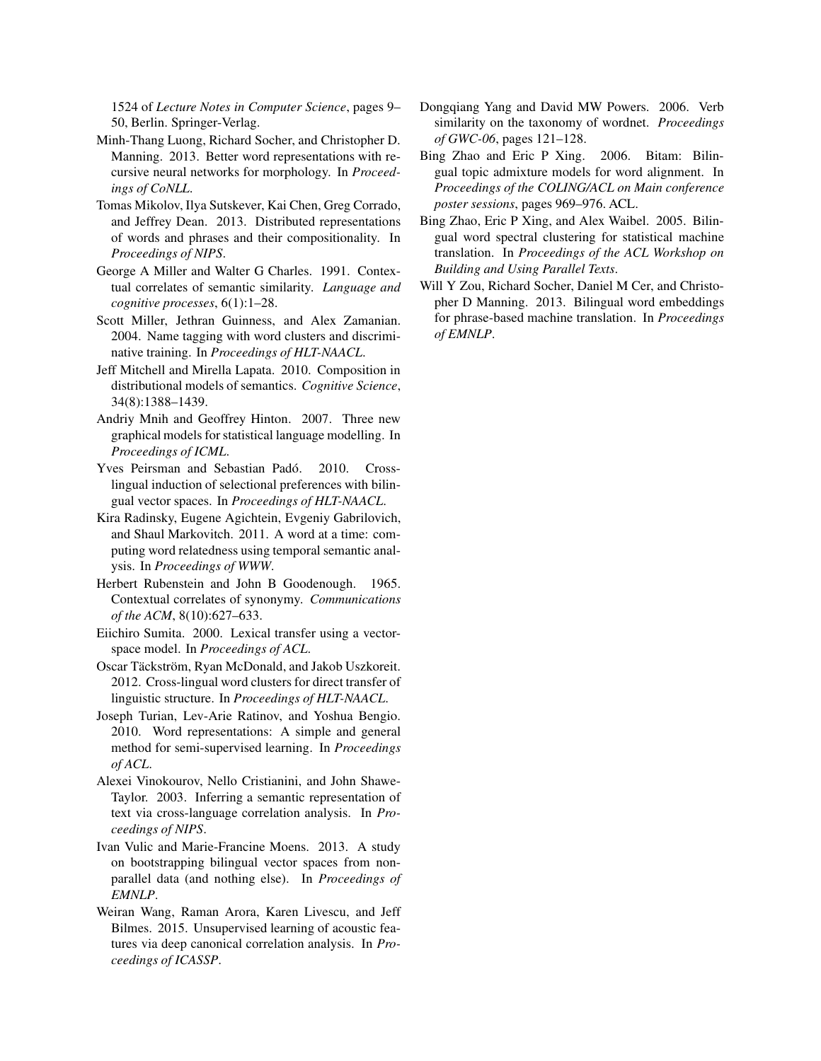1524 of *Lecture Notes in Computer Science*, pages 9–50, Berlin. Springer-Verlag.

Minh-Thang Luong, Richard Socher, and Christopher D. Manning. 2013. Better word representations with recursive neural networks for morphology. In *Proceedings of CoNLL*.

Tomas Mikolov, Ilya Sutskever, Kai Chen, Greg Corrado, and Jeffrey Dean. 2013. Distributed representations of words and phrases and their compositionality. In *Proceedings of NIPS*.

George A Miller and Walter G Charles. 1991. Contextual correlates of semantic similarity. *Language and cognitive processes*, 6(1):1–28.

Scott Miller, Jethran Guinness, and Alex Zamanian. 2004. Name tagging with word clusters and discriminative training. In *Proceedings of HLT-NAACL*.

Jeff Mitchell and Mirella Lapata. 2010. Composition in distributional models of semantics. *Cognitive Science*, 34(8):1388–1439.

Andriy Mnih and Geoffrey Hinton. 2007. Three new graphical models for statistical language modelling. In *Proceedings of ICML*.

Yves Peirsman and Sebastian Padó. 2010. Cross-lingual induction of selectional preferences with bilingual vector spaces. In *Proceedings of HLT-NAACL*.

Kira Radinsky, Eugene Agichtein, Evgeniy Gabrilovich, and Shaul Markovitch. 2011. A word at a time: computing word relatedness using temporal semantic analysis. In *Proceedings of WWW*.

Herbert Rubenstein and John B Goodenough. 1965. Contextual correlates of synonymy. *Communications of the ACM*, 8(10):627–633.

Eiichiro Sumita. 2000. Lexical transfer using a vector-space model. In *Proceedings of ACL*.

Oscar Täckström, Ryan McDonald, and Jakob Uszkoreit. 2012. Cross-lingual word clusters for direct transfer of linguistic structure. In *Proceedings of HLT-NAACL*.

Joseph Turian, Lev-Arie Ratinov, and Yoshua Bengio. 2010. Word representations: A simple and general method for semi-supervised learning. In *Proceedings of ACL*.

Alexei Vinokourov, Nello Cristianini, and John Shawe-Taylor. 2003. Inferring a semantic representation of text via cross-language correlation analysis. In *Proceedings of NIPS*.

Ivan Vulic and Marie-Francine Moens. 2013. A study on bootstrapping bilingual vector spaces from non-parallel data (and nothing else). In *Proceedings of EMNLP*.

Weiran Wang, Raman Arora, Karen Livescu, and Jeff Bilmes. 2015. Unsupervised learning of acoustic features via deep canonical correlation analysis. In *Proceedings of ICASSP*.

Dongqiang Yang and David MW Powers. 2006. Verb similarity on the taxonomy of wordnet. *Proceedings of GWC-06*, pages 121–128.

Bing Zhao and Eric P Xing. 2006. Bitam: Bilingual topic admixture models for word alignment. In *Proceedings of the COLING/ACL on Main conference poster sessions*, pages 969–976. ACL.

Bing Zhao, Eric P Xing, and Alex Waibel. 2005. Bilingual word spectral clustering for statistical machine translation. In *Proceedings of the ACL Workshop on Building and Using Parallel Texts*.

Will Y Zou, Richard Socher, Daniel M Cer, and Christopher D Manning. 2013. Bilingual word embeddings for phrase-based machine translation. In *Proceedings of EMNLP*.